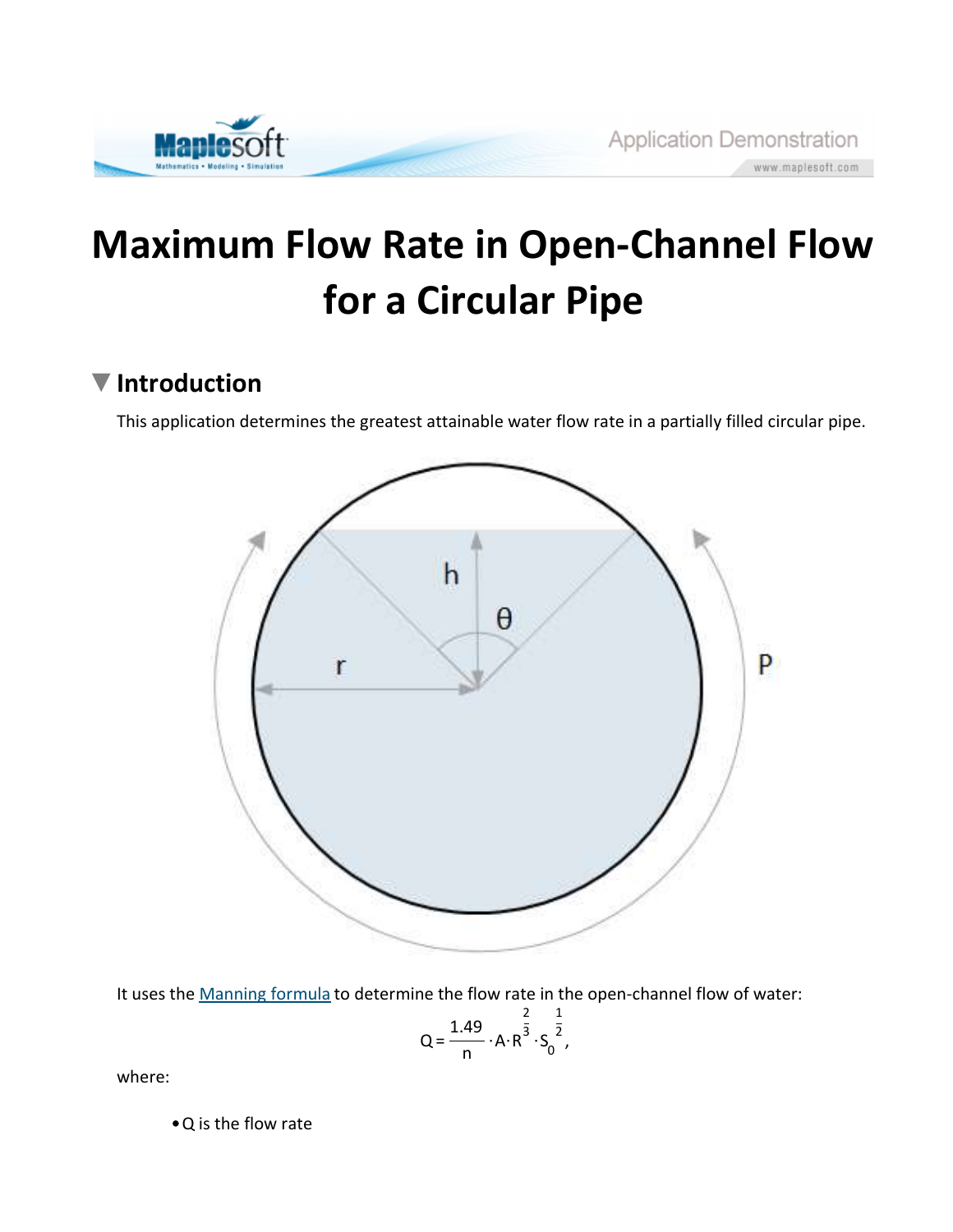# Maximum Flow Rate in Open-Channel Flow for a Circular Pipe

## Introduction

This application determines the greatest attainable water flow rate in a partially filled circular pipe.

It uses the Manning formula to determine the flow rate in the open-channel flow of water:

$$Q = \frac{1.49}{n} \cdot A \cdot R^{\frac{2}{3}} \cdot S_0^{\frac{1}{2}},$$

where:

- Q is the flow rate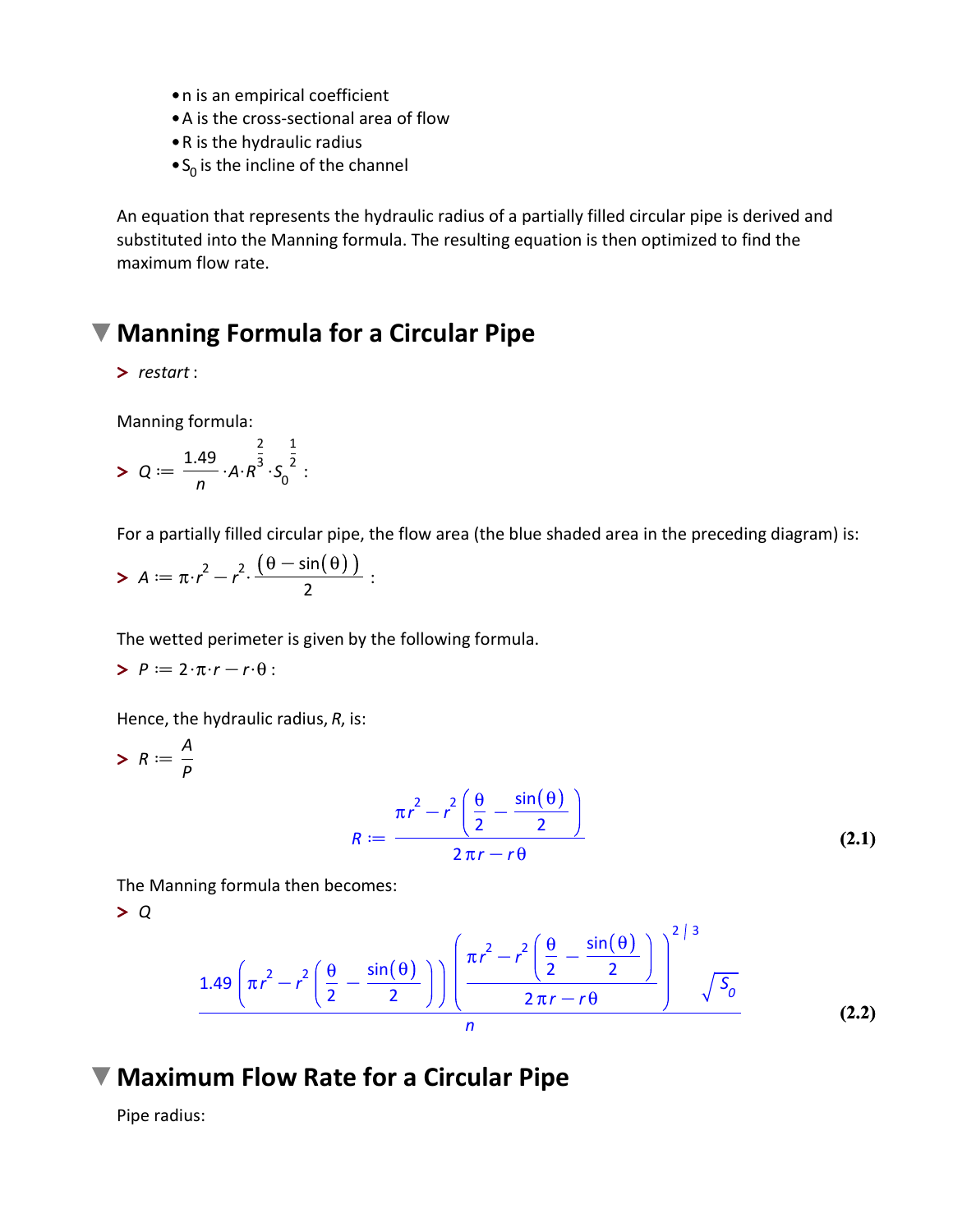- n is an empirical coefficient
- A is the cross-sectional area of flow
- R is the hydraulic radius
- $S_0$ is the incline of the channel

An equation that represents the hydraulic radius of a partially filled circular pipe is derived and substituted into the Manning formula. The resulting equation is then optimized to find the maximum flow rate.

# Manning Formula for a Circular Pipe

> *restart* :

Manning formula:

$$> Q := \frac{1.49}{n} \cdot A \cdot R^{\frac{2}{3}} \cdot S_0^{\frac{1}{2}} :$$

For a partially filled circular pipe, the flow area (the blue shaded area in the preceding diagram) is:

$$> A := \pi \cdot r^2 - r^2 \cdot \frac{(\theta - \sin(\theta))}{2} :$$

The wetted perimeter is given by the following formula.

$$> P := 2 \cdot \pi \cdot r - r \cdot \theta :$$

Hence, the hydraulic radius, *R*, is:

$$> R := \frac{A}{P}$$

$$R := \frac{\pi r^2 - r^2 \left( \frac{\theta}{2} - \frac{\sin(\theta)}{2} \right)}{2 \pi r - r \theta} \tag{2.1}$$

The Manning formula then becomes:

> Q

$$\frac{1.49 \left( \pi r^2 - r^2 \left( \frac{\theta}{2} - \frac{\sin(\theta)}{2} \right) \right) \left( \frac{\pi r^2 - r^2 \left( \frac{\theta}{2} - \frac{\sin(\theta)}{2} \right)}{2 \pi r - r \theta} \right)^{2/3} \sqrt{S_0}}{n} \tag{2.2}$$

# Maximum Flow Rate for a Circular Pipe

Pipe radius: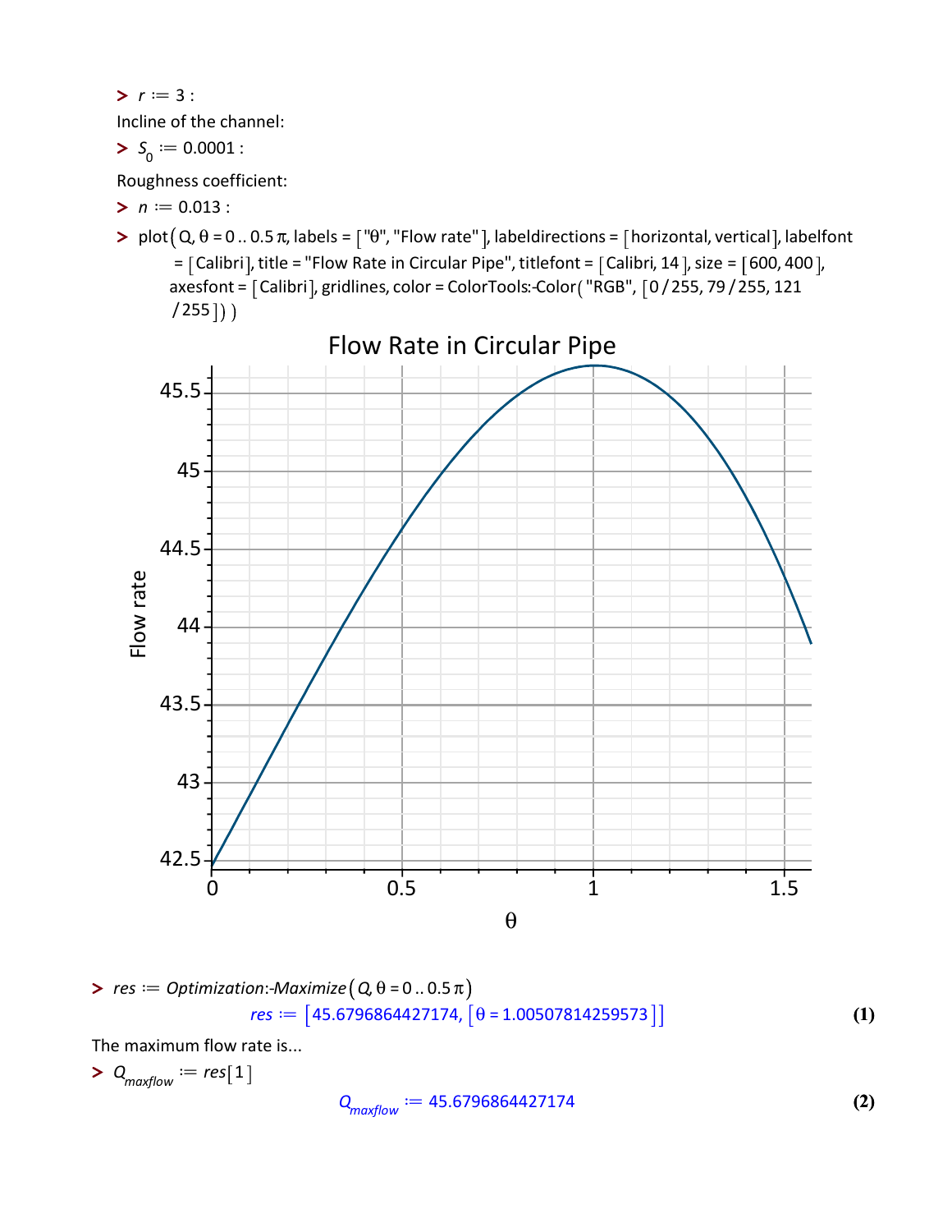```
> r := 3 :
```

Incline of the channel:

```
> S[0] := 0.0001 :
```

Roughness coefficient:

```
> n := 0.013 :
```

```
> plot(Q, θ = 0 .. 0.5 π, labels = ["θ", "Flow rate"], labeldirections = [horizontal, vertical], labelfont = [Calibri], title = "Flow Rate in Circular Pipe", titlefont = [Calibri, 14], size = [600, 400], axesfont = [Calibri], gridlines, color = ColorTools:-Color("RGB", [0/255, 79/255, 121/255]))
```

```
> res := Optimization:-Maximize(Q, θ = 0 .. 0.5 π)
```

$$res := [45.6796864427174, [\theta = 1.00507814259573]] \quad (1)$$

The maximum flow rate is...

```
> Q[maxflow] := res[1]
```

$$Q_{maxflow} := 45.6796864427174 \quad (2)$$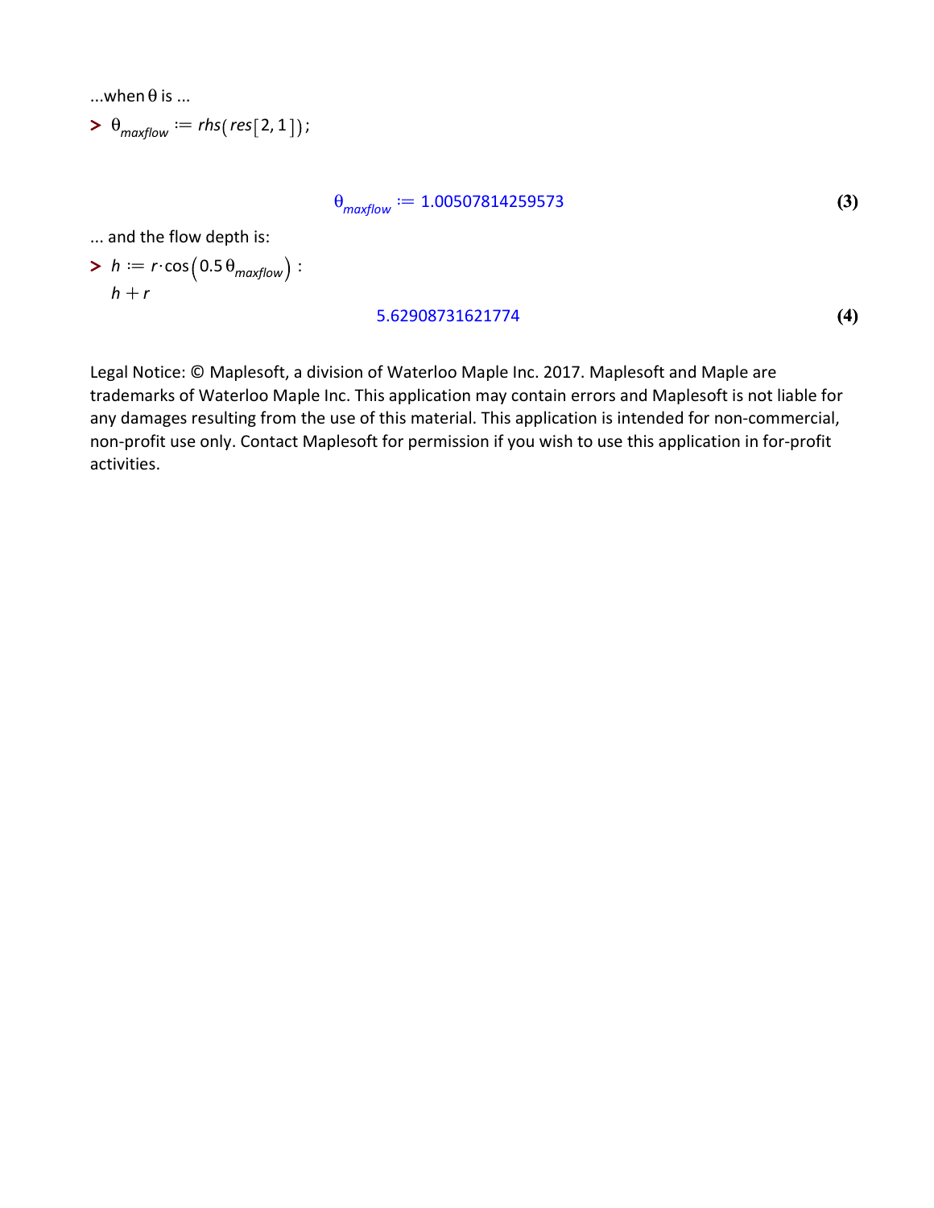...when $\theta$ is ...

> $\theta_{maxflow} := rhs(res[2,1]);$

$$\theta_{maxflow} := 1.00507814259573 \tag{3}$$

... and the flow depth is:

> $h := r \cdot \cos(0.5\,\theta_{maxflow}):$
> $h + r$

$$5.62908731621774 \tag{4}$$

Legal Notice: © Maplesoft, a division of Waterloo Maple Inc. 2017. Maplesoft and Maple are trademarks of Waterloo Maple Inc. This application may contain errors and Maplesoft is not liable for any damages resulting from the use of this material. This application is intended for non-commercial, non-profit use only. Contact Maplesoft for permission if you wish to use this application in for-profit activities.